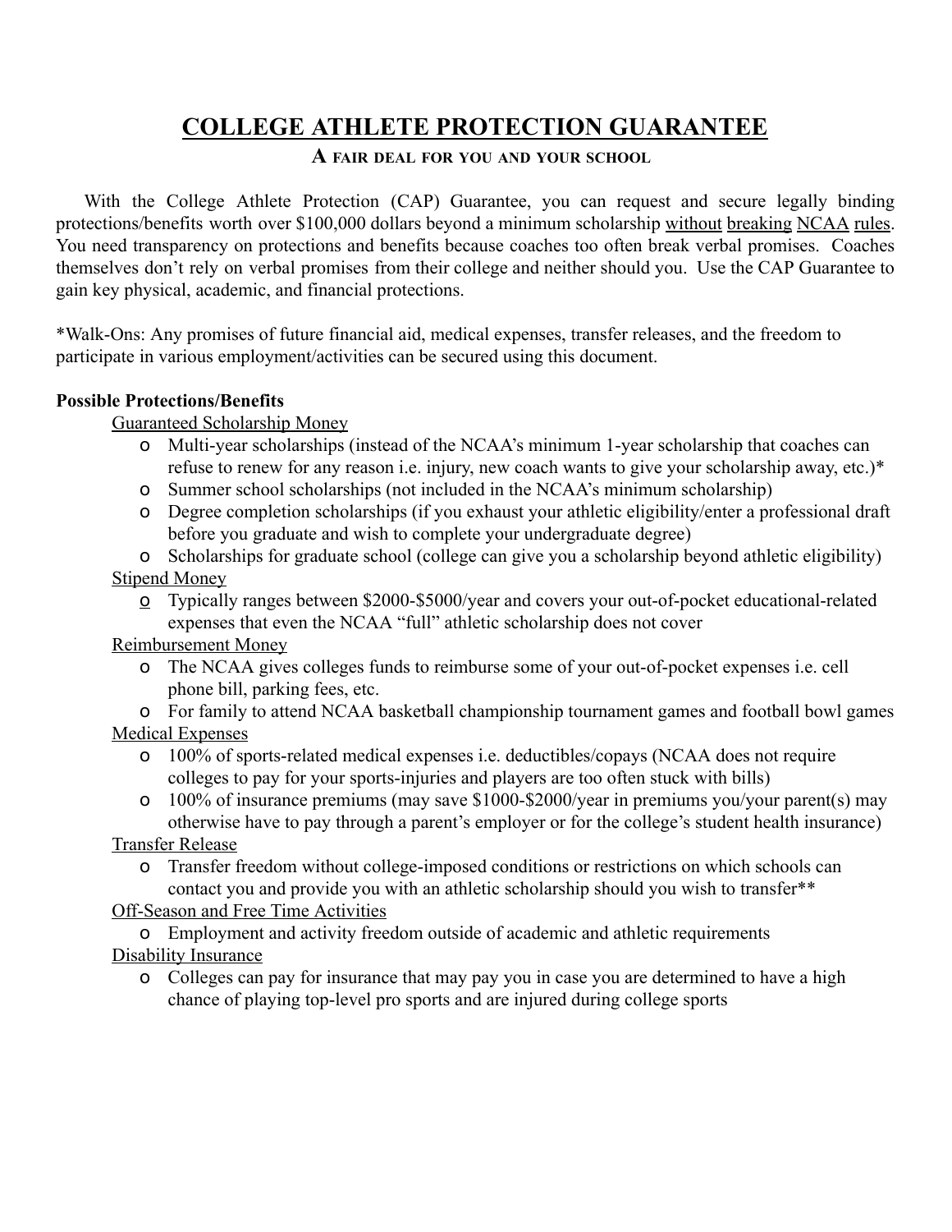# COLLEGE ATHLETE PROTECTION GUARANTEE

### A fair deal for you and your school

With the College Athlete Protection (CAP) Guarantee, you can request and secure legally binding protections/benefits worth over $100,000 dollars beyond a minimum scholarship without breaking NCAA rules. You need transparency on protections and benefits because coaches too often break verbal promises. Coaches themselves don't rely on verbal promises from their college and neither should you. Use the CAP Guarantee to gain key physical, academic, and financial protections.

*Walk-Ons: Any promises of future financial aid, medical expenses, transfer releases, and the freedom to participate in various employment/activities can be secured using this document.

**Possible Protections/Benefits**

Guaranteed Scholarship Money

- Multi-year scholarships (instead of the NCAA's minimum 1-year scholarship that coaches can refuse to renew for any reason i.e. injury, new coach wants to give your scholarship away, etc.)*
- Summer school scholarships (not included in the NCAA's minimum scholarship)
- Degree completion scholarships (if you exhaust your athletic eligibility/enter a professional draft before you graduate and wish to complete your undergraduate degree)
- Scholarships for graduate school (college can give you a scholarship beyond athletic eligibility)

Stipend Money

- Typically ranges between $2000-$5000/year and covers your out-of-pocket educational-related expenses that even the NCAA "full" athletic scholarship does not cover

Reimbursement Money

- The NCAA gives colleges funds to reimburse some of your out-of-pocket expenses i.e. cell phone bill, parking fees, etc.
- For family to attend NCAA basketball championship tournament games and football bowl games

Medical Expenses

- 100% of sports-related medical expenses i.e. deductibles/copays (NCAA does not require colleges to pay for your sports-injuries and players are too often stuck with bills)
- 100% of insurance premiums (may save $1000-$2000/year in premiums you/your parent(s) may otherwise have to pay through a parent's employer or for the college's student health insurance)

Transfer Release

- Transfer freedom without college-imposed conditions or restrictions on which schools can contact you and provide you with an athletic scholarship should you wish to transfer**

Off-Season and Free Time Activities

- Employment and activity freedom outside of academic and athletic requirements

Disability Insurance

- Colleges can pay for insurance that may pay you in case you are determined to have a high chance of playing top-level pro sports and are injured during college sports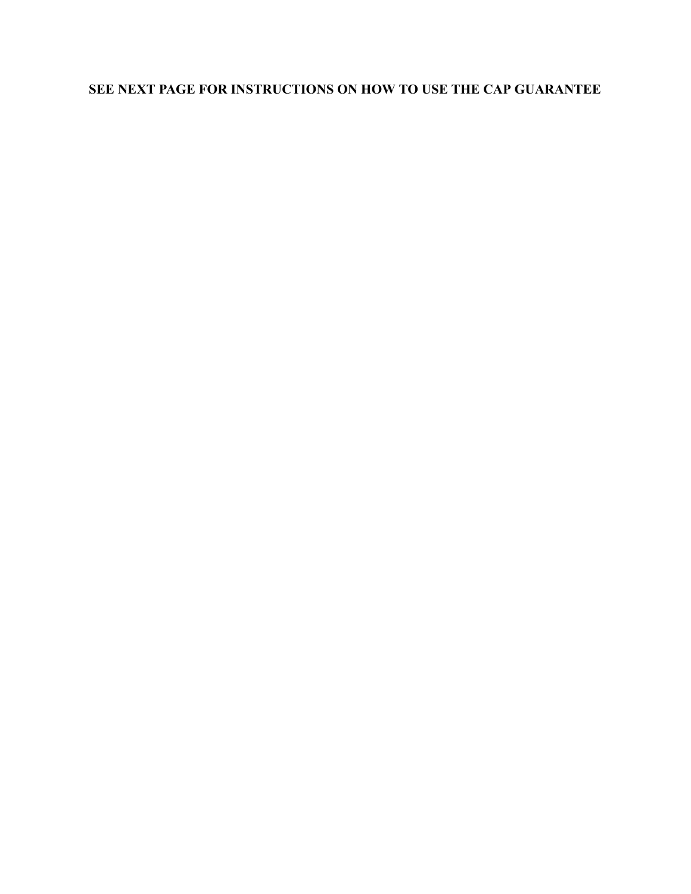**SEE NEXT PAGE FOR INSTRUCTIONS ON HOW TO USE THE CAP GUARANTEE**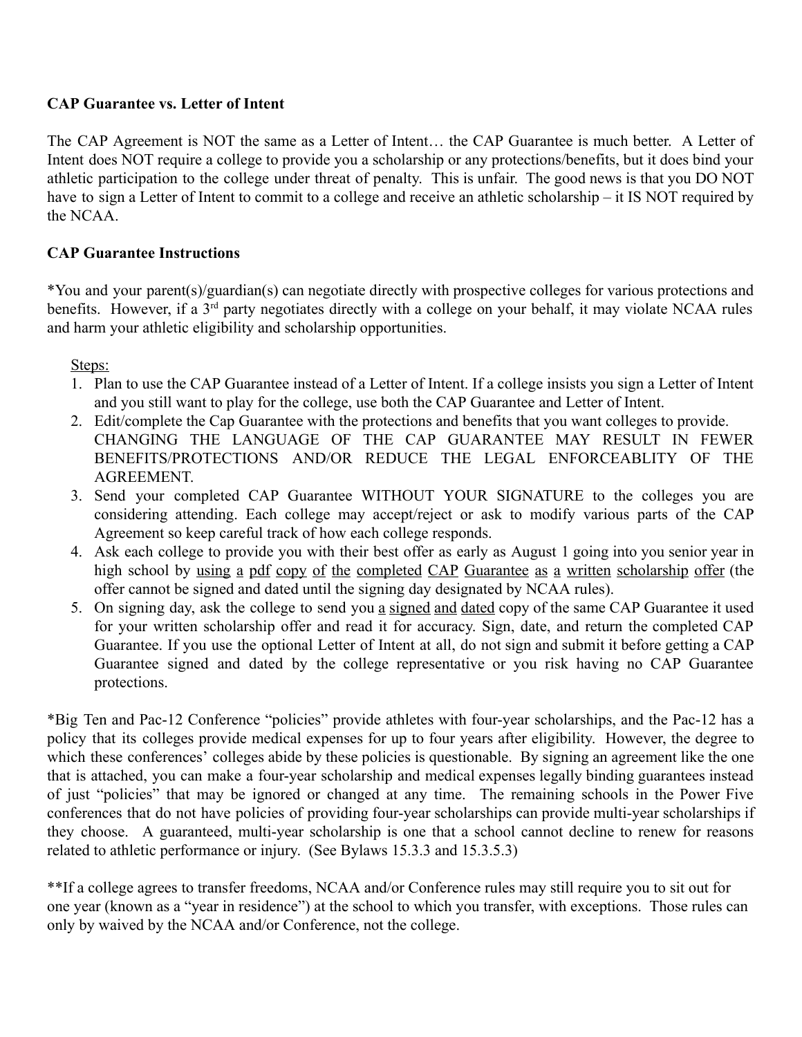**CAP Guarantee vs. Letter of Intent**

The CAP Agreement is NOT the same as a Letter of Intent… the CAP Guarantee is much better. A Letter of Intent does NOT require a college to provide you a scholarship or any protections/benefits, but it does bind your athletic participation to the college under threat of penalty. This is unfair. The good news is that you DO NOT have to sign a Letter of Intent to commit to a college and receive an athletic scholarship – it IS NOT required by the NCAA.

**CAP Guarantee Instructions**

*You and your parent(s)/guardian(s) can negotiate directly with prospective colleges for various protections and benefits. However, if a 3rd party negotiates directly with a college on your behalf, it may violate NCAA rules and harm your athletic eligibility and scholarship opportunities.

<u>Steps:</u>

1. Plan to use the CAP Guarantee instead of a Letter of Intent. If a college insists you sign a Letter of Intent and you still want to play for the college, use both the CAP Guarantee and Letter of Intent.
2. Edit/complete the Cap Guarantee with the protections and benefits that you want colleges to provide. CHANGING THE LANGUAGE OF THE CAP GUARANTEE MAY RESULT IN FEWER BENEFITS/PROTECTIONS AND/OR REDUCE THE LEGAL ENFORCEABLITY OF THE AGREEMENT.
3. Send your completed CAP Guarantee WITHOUT YOUR SIGNATURE to the colleges you are considering attending. Each college may accept/reject or ask to modify various parts of the CAP Agreement so keep careful track of how each college responds.
4. Ask each college to provide you with their best offer as early as August 1 going into you senior year in high school by <u>using a pdf copy of the completed CAP Guarantee as a written scholarship offer</u> (the offer cannot be signed and dated until the signing day designated by NCAA rules).
5. On signing day, ask the college to send you <u>a signed and dated</u> copy of the same CAP Guarantee it used for your written scholarship offer and read it for accuracy. Sign, date, and return the completed CAP Guarantee. If you use the optional Letter of Intent at all, do not sign and submit it before getting a CAP Guarantee signed and dated by the college representative or you risk having no CAP Guarantee protections.

*Big Ten and Pac-12 Conference "policies" provide athletes with four-year scholarships, and the Pac-12 has a policy that its colleges provide medical expenses for up to four years after eligibility. However, the degree to which these conferences' colleges abide by these policies is questionable. By signing an agreement like the one that is attached, you can make a four-year scholarship and medical expenses legally binding guarantees instead of just "policies" that may be ignored or changed at any time. The remaining schools in the Power Five conferences that do not have policies of providing four-year scholarships can provide multi-year scholarships if they choose. A guaranteed, multi-year scholarship is one that a school cannot decline to renew for reasons related to athletic performance or injury. (See Bylaws 15.3.3 and 15.3.5.3)

**If a college agrees to transfer freedoms, NCAA and/or Conference rules may still require you to sit out for one year (known as a "year in residence") at the school to which you transfer, with exceptions. Those rules can only by waived by the NCAA and/or Conference, not the college.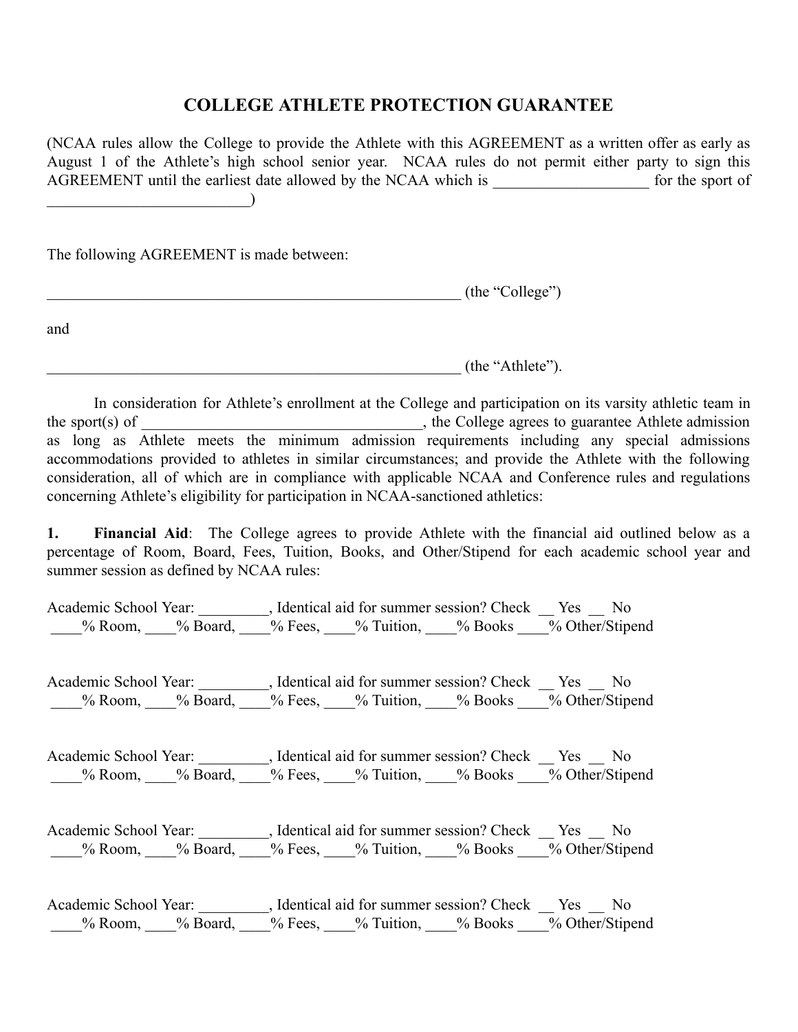# COLLEGE ATHLETE PROTECTION GUARANTEE

(NCAA rules allow the College to provide the Athlete with this AGREEMENT as a written offer as early as August 1 of the Athlete's high school senior year. NCAA rules do not permit either party to sign this AGREEMENT until the earliest date allowed by the NCAA which is ____________________ for the sport of __________________________)

The following AGREEMENT is made between:

_______________________________________________________ (the "College")

and

_______________________________________________________ (the "Athlete").

In consideration for Athlete's enrollment at the College and participation on its varsity athletic team in the sport(s) of ____________________________________, the College agrees to guarantee Athlete admission as long as Athlete meets the minimum admission requirements including any special admissions accommodations provided to athletes in similar circumstances; and provide the Athlete with the following consideration, all of which are in compliance with applicable NCAA and Conference rules and regulations concerning Athlete's eligibility for participation in NCAA-sanctioned athletics:

**1. Financial Aid**: The College agrees to provide Athlete with the financial aid outlined below as a percentage of Room, Board, Fees, Tuition, Books, and Other/Stipend for each academic school year and summer session as defined by NCAA rules:

Academic School Year: _________, Identical aid for summer session? Check __ Yes __ No
____% Room, ____% Board, ____% Fees, ____% Tuition, ____% Books ____% Other/Stipend

Academic School Year: _________, Identical aid for summer session? Check __ Yes __ No
____% Room, ____% Board, ____% Fees, ____% Tuition, ____% Books ____% Other/Stipend

Academic School Year: _________, Identical aid for summer session? Check __ Yes __ No
____% Room, ____% Board, ____% Fees, ____% Tuition, ____% Books ____% Other/Stipend

Academic School Year: _________, Identical aid for summer session? Check __ Yes __ No
____% Room, ____% Board, ____% Fees, ____% Tuition, ____% Books ____% Other/Stipend

Academic School Year: _________, Identical aid for summer session? Check __ Yes __ No
____% Room, ____% Board, ____% Fees, ____% Tuition, ____% Books ____% Other/Stipend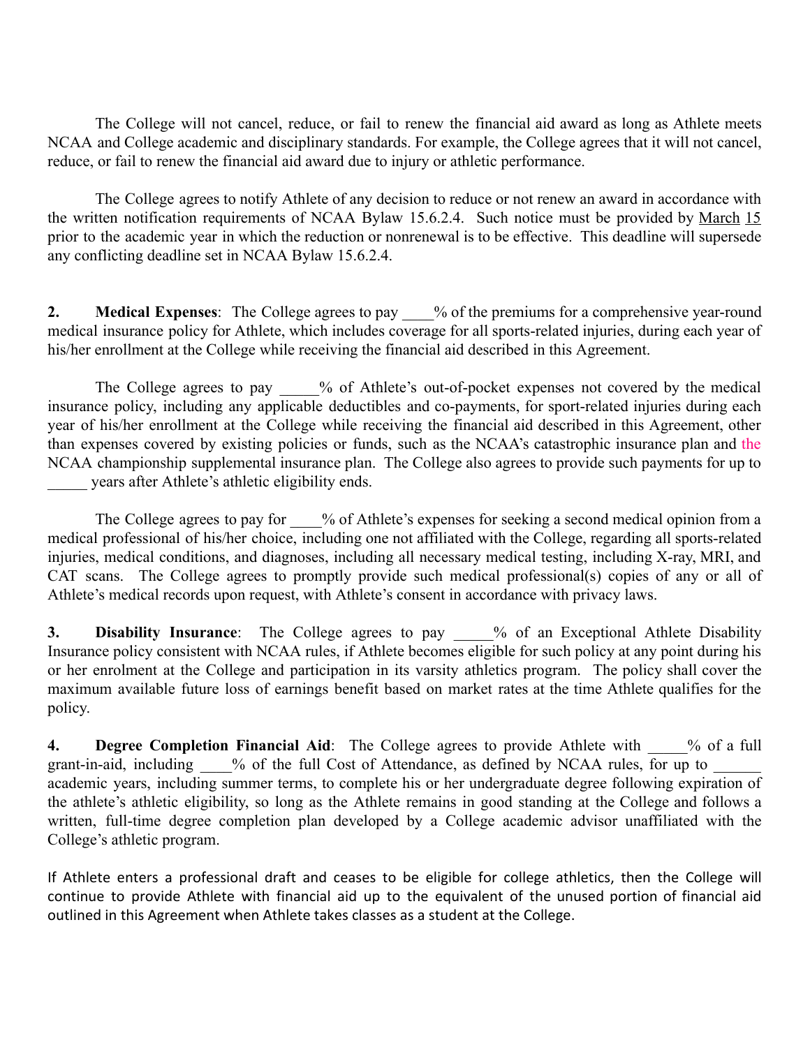The College will not cancel, reduce, or fail to renew the financial aid award as long as Athlete meets NCAA and College academic and disciplinary standards. For example, the College agrees that it will not cancel, reduce, or fail to renew the financial aid award due to injury or athletic performance.

The College agrees to notify Athlete of any decision to reduce or not renew an award in accordance with the written notification requirements of NCAA Bylaw 15.6.2.4. Such notice must be provided by March 15 prior to the academic year in which the reduction or nonrenewal is to be effective. This deadline will supersede any conflicting deadline set in NCAA Bylaw 15.6.2.4.

**2. Medical Expenses**: The College agrees to pay ____% of the premiums for a comprehensive year-round medical insurance policy for Athlete, which includes coverage for all sports-related injuries, during each year of his/her enrollment at the College while receiving the financial aid described in this Agreement.

The College agrees to pay _____% of Athlete's out-of-pocket expenses not covered by the medical insurance policy, including any applicable deductibles and co-payments, for sport-related injuries during each year of his/her enrollment at the College while receiving the financial aid described in this Agreement, other than expenses covered by existing policies or funds, such as the NCAA's catastrophic insurance plan and the NCAA championship supplemental insurance plan. The College also agrees to provide such payments for up to _____ years after Athlete's athletic eligibility ends.

The College agrees to pay for ____% of Athlete's expenses for seeking a second medical opinion from a medical professional of his/her choice, including one not affiliated with the College, regarding all sports-related injuries, medical conditions, and diagnoses, including all necessary medical testing, including X-ray, MRI, and CAT scans. The College agrees to promptly provide such medical professional(s) copies of any or all of Athlete's medical records upon request, with Athlete's consent in accordance with privacy laws.

**3. Disability Insurance**: The College agrees to pay _____% of an Exceptional Athlete Disability Insurance policy consistent with NCAA rules, if Athlete becomes eligible for such policy at any point during his or her enrolment at the College and participation in its varsity athletics program. The policy shall cover the maximum available future loss of earnings benefit based on market rates at the time Athlete qualifies for the policy.

**4. Degree Completion Financial Aid**: The College agrees to provide Athlete with _____% of a full grant-in-aid, including ____% of the full Cost of Attendance, as defined by NCAA rules, for up to ______ academic years, including summer terms, to complete his or her undergraduate degree following expiration of the athlete's athletic eligibility, so long as the Athlete remains in good standing at the College and follows a written, full-time degree completion plan developed by a College academic advisor unaffiliated with the College's athletic program.

If Athlete enters a professional draft and ceases to be eligible for college athletics, then the College will continue to provide Athlete with financial aid up to the equivalent of the unused portion of financial aid outlined in this Agreement when Athlete takes classes as a student at the College.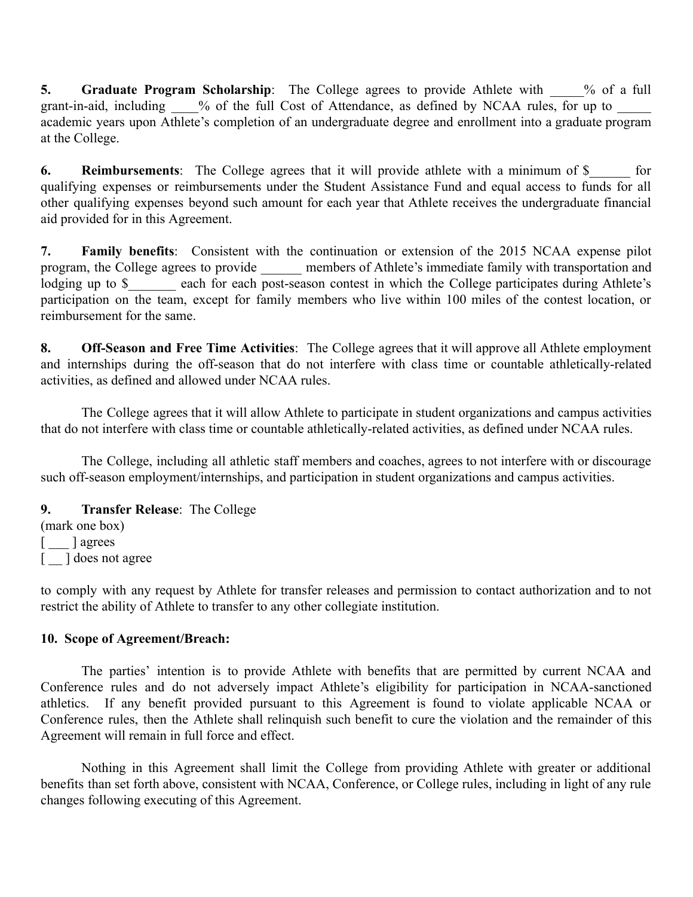**5. Graduate Program Scholarship**: The College agrees to provide Athlete with _____% of a full grant-in-aid, including ____% of the full Cost of Attendance, as defined by NCAA rules, for up to _____ academic years upon Athlete's completion of an undergraduate degree and enrollment into a graduate program at the College.

**6. Reimbursements**: The College agrees that it will provide athlete with a minimum of $______ for qualifying expenses or reimbursements under the Student Assistance Fund and equal access to funds for all other qualifying expenses beyond such amount for each year that Athlete receives the undergraduate financial aid provided for in this Agreement.

**7. Family benefits**: Consistent with the continuation or extension of the 2015 NCAA expense pilot program, the College agrees to provide ______ members of Athlete's immediate family with transportation and lodging up to $_______ each for each post-season contest in which the College participates during Athlete's participation on the team, except for family members who live within 100 miles of the contest location, or reimbursement for the same.

**8. Off-Season and Free Time Activities**: The College agrees that it will approve all Athlete employment and internships during the off-season that do not interfere with class time or countable athletically-related activities, as defined and allowed under NCAA rules.

The College agrees that it will allow Athlete to participate in student organizations and campus activities that do not interfere with class time or countable athletically-related activities, as defined under NCAA rules.

The College, including all athletic staff members and coaches, agrees to not interfere with or discourage such off-season employment/internships, and participation in student organizations and campus activities.

**9. Transfer Release**: The College
(mark one box)
[ ___ ] agrees
[ __ ] does not agree

to comply with any request by Athlete for transfer releases and permission to contact authorization and to not restrict the ability of Athlete to transfer to any other collegiate institution.

**10. Scope of Agreement/Breach:**

The parties' intention is to provide Athlete with benefits that are permitted by current NCAA and Conference rules and do not adversely impact Athlete's eligibility for participation in NCAA-sanctioned athletics. If any benefit provided pursuant to this Agreement is found to violate applicable NCAA or Conference rules, then the Athlete shall relinquish such benefit to cure the violation and the remainder of this Agreement will remain in full force and effect.

Nothing in this Agreement shall limit the College from providing Athlete with greater or additional benefits than set forth above, consistent with NCAA, Conference, or College rules, including in light of any rule changes following executing of this Agreement.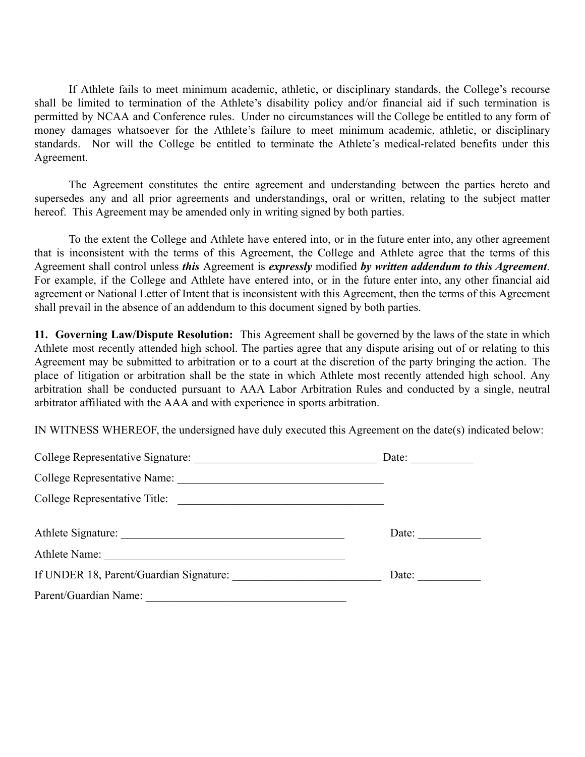If Athlete fails to meet minimum academic, athletic, or disciplinary standards, the College's recourse shall be limited to termination of the Athlete's disability policy and/or financial aid if such termination is permitted by NCAA and Conference rules. Under no circumstances will the College be entitled to any form of money damages whatsoever for the Athlete's failure to meet minimum academic, athletic, or disciplinary standards. Nor will the College be entitled to terminate the Athlete's medical-related benefits under this Agreement.

The Agreement constitutes the entire agreement and understanding between the parties hereto and supersedes any and all prior agreements and understandings, oral or written, relating to the subject matter hereof. This Agreement may be amended only in writing signed by both parties.

To the extent the College and Athlete have entered into, or in the future enter into, any other agreement that is inconsistent with the terms of this Agreement, the College and Athlete agree that the terms of this Agreement shall control unless ***this*** Agreement is ***expressly*** modified ***by written addendum to this Agreement***. For example, if the College and Athlete have entered into, or in the future enter into, any other financial aid agreement or National Letter of Intent that is inconsistent with this Agreement, then the terms of this Agreement shall prevail in the absence of an addendum to this document signed by both parties.

**11. Governing Law/Dispute Resolution:** This Agreement shall be governed by the laws of the state in which Athlete most recently attended high school. The parties agree that any dispute arising out of or relating to this Agreement may be submitted to arbitration or to a court at the discretion of the party bringing the action. The place of litigation or arbitration shall be the state in which Athlete most recently attended high school. Any arbitration shall be conducted pursuant to AAA Labor Arbitration Rules and conducted by a single, neutral arbitrator affiliated with the AAA and with experience in sports arbitration.

IN WITNESS WHEREOF, the undersigned have duly executed this Agreement on the date(s) indicated below:

College Representative Signature: _________________________________ Date: ___________

College Representative Name: _____________________________________

College Representative Title: _____________________________________

Athlete Signature: _______________________________________ Date: ___________

Athlete Name: ___________________________________________

If UNDER 18, Parent/Guardian Signature: __________________________ Date: ___________

Parent/Guardian Name: ___________________________________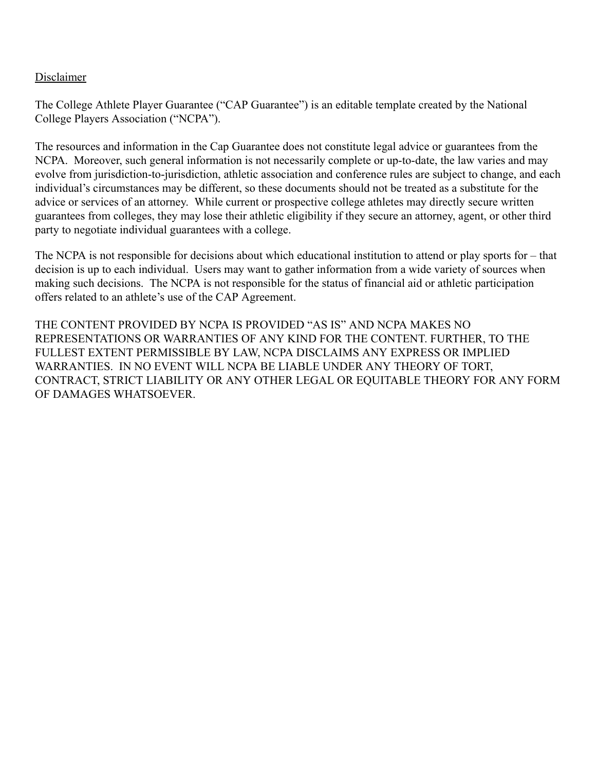<u>Disclaimer</u>

The College Athlete Player Guarantee ("CAP Guarantee") is an editable template created by the National College Players Association ("NCPA").

The resources and information in the Cap Guarantee does not constitute legal advice or guarantees from the NCPA. Moreover, such general information is not necessarily complete or up-to-date, the law varies and may evolve from jurisdiction-to-jurisdiction, athletic association and conference rules are subject to change, and each individual's circumstances may be different, so these documents should not be treated as a substitute for the advice or services of an attorney. While current or prospective college athletes may directly secure written guarantees from colleges, they may lose their athletic eligibility if they secure an attorney, agent, or other third party to negotiate individual guarantees with a college.

The NCPA is not responsible for decisions about which educational institution to attend or play sports for – that decision is up to each individual. Users may want to gather information from a wide variety of sources when making such decisions. The NCPA is not responsible for the status of financial aid or athletic participation offers related to an athlete's use of the CAP Agreement.

THE CONTENT PROVIDED BY NCPA IS PROVIDED "AS IS" AND NCPA MAKES NO REPRESENTATIONS OR WARRANTIES OF ANY KIND FOR THE CONTENT. FURTHER, TO THE FULLEST EXTENT PERMISSIBLE BY LAW, NCPA DISCLAIMS ANY EXPRESS OR IMPLIED WARRANTIES. IN NO EVENT WILL NCPA BE LIABLE UNDER ANY THEORY OF TORT, CONTRACT, STRICT LIABILITY OR ANY OTHER LEGAL OR EQUITABLE THEORY FOR ANY FORM OF DAMAGES WHATSOEVER.